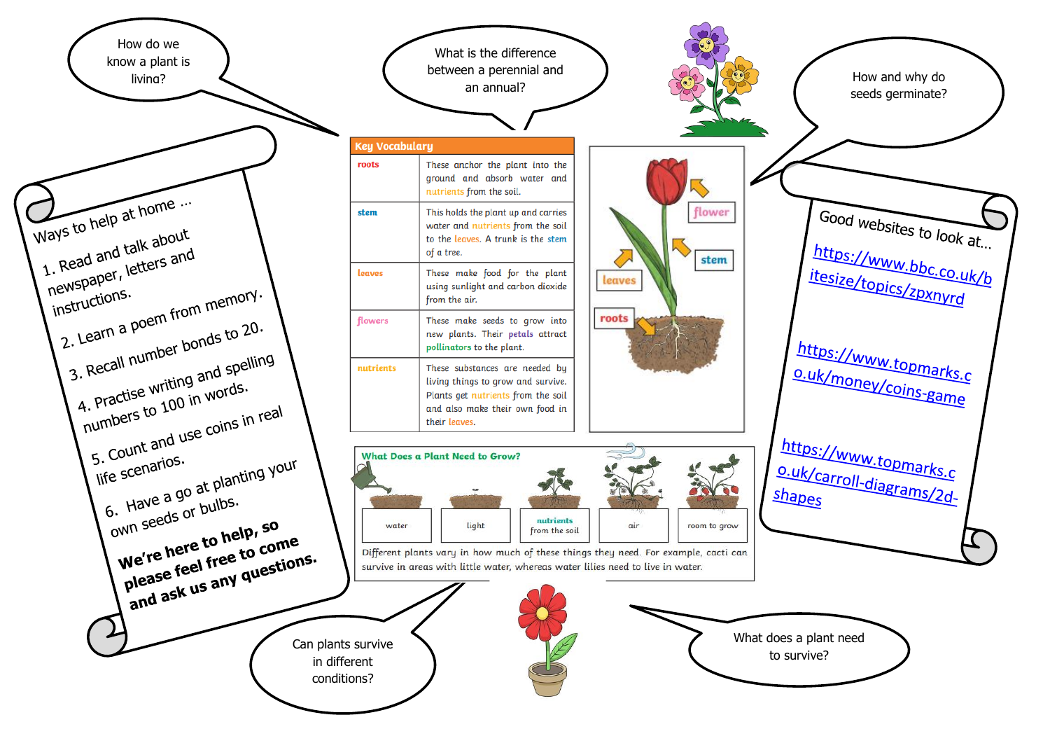How do we know a plant is living?

What is the difference between a perennial and an annual?

How and why do seeds germinate?

## Ways to help at home …

1. Read and talk about newspaper, letters and instructions.
2. Learn a poem from memory.
3. Recall number bonds to 20.
4. Practise writing and spelling numbers to 100 in words.
5. Count and use coins in real life scenarios.
6. Have a go at planting your own seeds or bulbs.

**We're here to help, so please feel free to come and ask us any questions.**

## Key Vocabulary

| Key Vocabulary | |
|---|---|
| roots | These anchor the plant into the ground and absorb water and nutrients from the soil. |
| stem | This holds the plant up and carries water and nutrients from the soil to the leaves. A trunk is the stem of a tree. |
| leaves | These make food for the plant using sunlight and carbon dioxide from the air. |
| flowers | These make seeds to grow into new plants. Their petals attract pollinators to the plant. |
| nutrients | These substances are needed by living things to grow and survive. Plants get nutrients from the soil and also make their own food in their leaves. |

flower

stem

leaves

roots

## What Does a Plant Need to Grow?

water | light | nutrients from the soil | air | room to grow

Different plants vary in how much of these things they need. For example, cacti can survive in areas with little water, whereas water lilies need to live in water.

## Good websites to look at…

https://www.bbc.co.uk/bitesize/topics/zpxnyrd

https://www.topmarks.co.uk/money/coins-game

https://www.topmarks.co.uk/carroll-diagrams/2d-shapes

Can plants survive in different conditions?

What does a plant need to survive?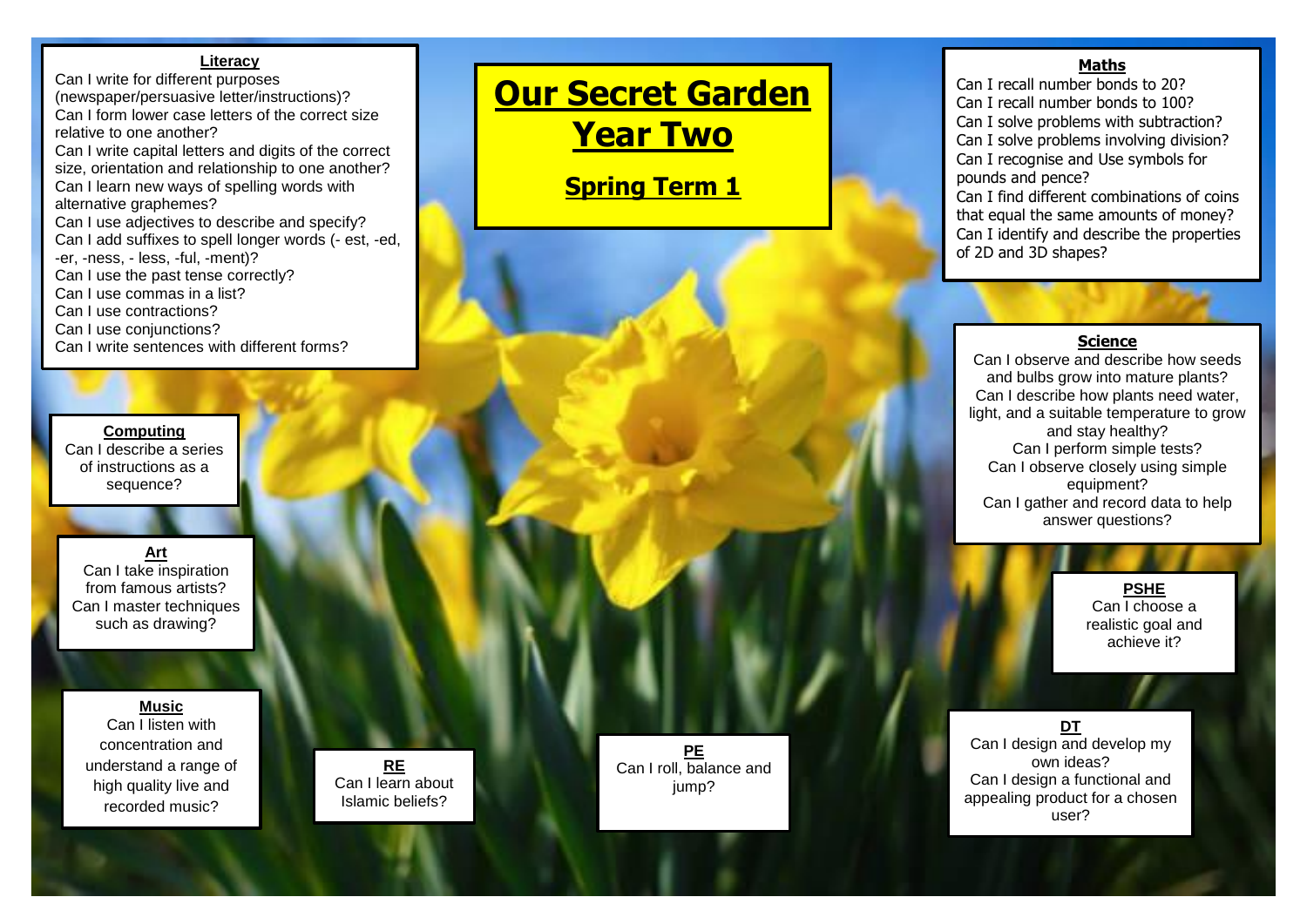# Our Secret Garden Year Two

## Spring Term 1

### Literacy

Can I write for different purposes (newspaper/persuasive letter/instructions)?
Can I form lower case letters of the correct size relative to one another?
Can I write capital letters and digits of the correct size, orientation and relationship to one another?
Can I learn new ways of spelling words with alternative graphemes?
Can I use adjectives to describe and specify?
Can I add suffixes to spell longer words (- est, -ed, -er, -ness, - less, -ful, -ment)?
Can I use the past tense correctly?
Can I use commas in a list?
Can I use contractions?
Can I use conjunctions?
Can I write sentences with different forms?

### Computing

Can I describe a series of instructions as a sequence?

### Art

Can I take inspiration from famous artists?
Can I master techniques such as drawing?

### Music

Can I listen with concentration and understand a range of high quality live and recorded music?

### RE

Can I learn about Islamic beliefs?

### PE

Can I roll, balance and jump?

### Maths

Can I recall number bonds to 20?
Can I recall number bonds to 100?
Can I solve problems with subtraction?
Can I solve problems involving division?
Can I recognise and Use symbols for pounds and pence?
Can I find different combinations of coins that equal the same amounts of money?
Can I identify and describe the properties of 2D and 3D shapes?

### Science

Can I observe and describe how seeds and bulbs grow into mature plants?
Can I describe how plants need water, light, and a suitable temperature to grow and stay healthy?
Can I perform simple tests?
Can I observe closely using simple equipment?
Can I gather and record data to help answer questions?

### PSHE

Can I choose a realistic goal and achieve it?

### DT

Can I design and develop my own ideas?
Can I design a functional and appealing product for a chosen user?